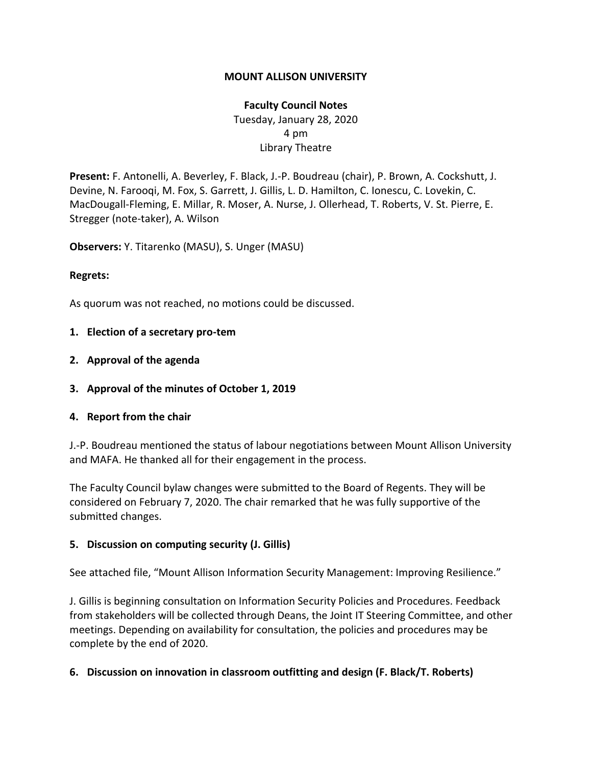**MOUNT ALLISON UNIVERSITY**

**Faculty Council Notes**
Tuesday, January 28, 2020
4 pm
Library Theatre

**Present:** F. Antonelli, A. Beverley, F. Black, J.-P. Boudreau (chair), P. Brown, A. Cockshutt, J. Devine, N. Farooqi, M. Fox, S. Garrett, J. Gillis, L. D. Hamilton, C. Ionescu, C. Lovekin, C. MacDougall-Fleming, E. Millar, R. Moser, A. Nurse, J. Ollerhead, T. Roberts, V. St. Pierre, E. Stregger (note-taker), A. Wilson

**Observers:** Y. Titarenko (MASU), S. Unger (MASU)

**Regrets:**

As quorum was not reached, no motions could be discussed.

**1. Election of a secretary pro-tem**

**2. Approval of the agenda**

**3. Approval of the minutes of October 1, 2019**

**4. Report from the chair**

J.-P. Boudreau mentioned the status of labour negotiations between Mount Allison University and MAFA. He thanked all for their engagement in the process.

The Faculty Council bylaw changes were submitted to the Board of Regents. They will be considered on February 7, 2020. The chair remarked that he was fully supportive of the submitted changes.

**5. Discussion on computing security (J. Gillis)**

See attached file, "Mount Allison Information Security Management: Improving Resilience."

J. Gillis is beginning consultation on Information Security Policies and Procedures. Feedback from stakeholders will be collected through Deans, the Joint IT Steering Committee, and other meetings. Depending on availability for consultation, the policies and procedures may be complete by the end of 2020.

**6. Discussion on innovation in classroom outfitting and design (F. Black/T. Roberts)**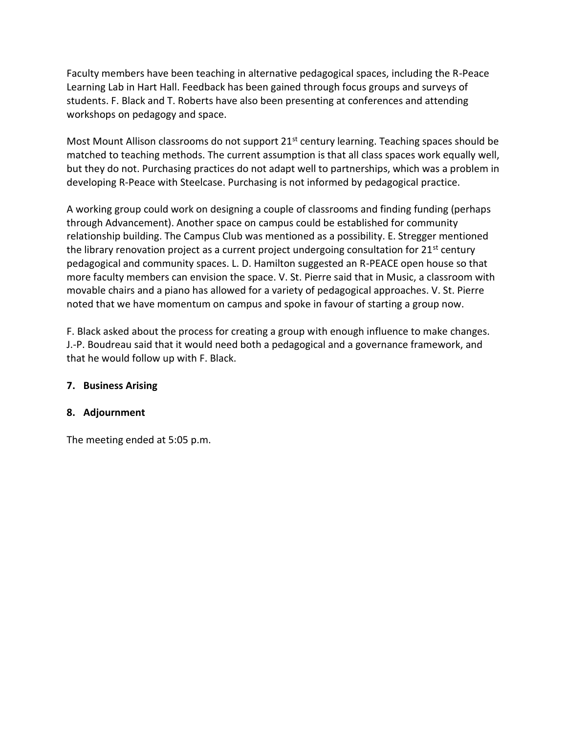Faculty members have been teaching in alternative pedagogical spaces, including the R-Peace Learning Lab in Hart Hall. Feedback has been gained through focus groups and surveys of students. F. Black and T. Roberts have also been presenting at conferences and attending workshops on pedagogy and space.

Most Mount Allison classrooms do not support 21st century learning. Teaching spaces should be matched to teaching methods. The current assumption is that all class spaces work equally well, but they do not. Purchasing practices do not adapt well to partnerships, which was a problem in developing R-Peace with Steelcase. Purchasing is not informed by pedagogical practice.

A working group could work on designing a couple of classrooms and finding funding (perhaps through Advancement). Another space on campus could be established for community relationship building. The Campus Club was mentioned as a possibility. E. Stregger mentioned the library renovation project as a current project undergoing consultation for 21st century pedagogical and community spaces. L. D. Hamilton suggested an R-PEACE open house so that more faculty members can envision the space. V. St. Pierre said that in Music, a classroom with movable chairs and a piano has allowed for a variety of pedagogical approaches. V. St. Pierre noted that we have momentum on campus and spoke in favour of starting a group now.

F. Black asked about the process for creating a group with enough influence to make changes. J.-P. Boudreau said that it would need both a pedagogical and a governance framework, and that he would follow up with F. Black.

**7. Business Arising**

**8. Adjournment**

The meeting ended at 5:05 p.m.